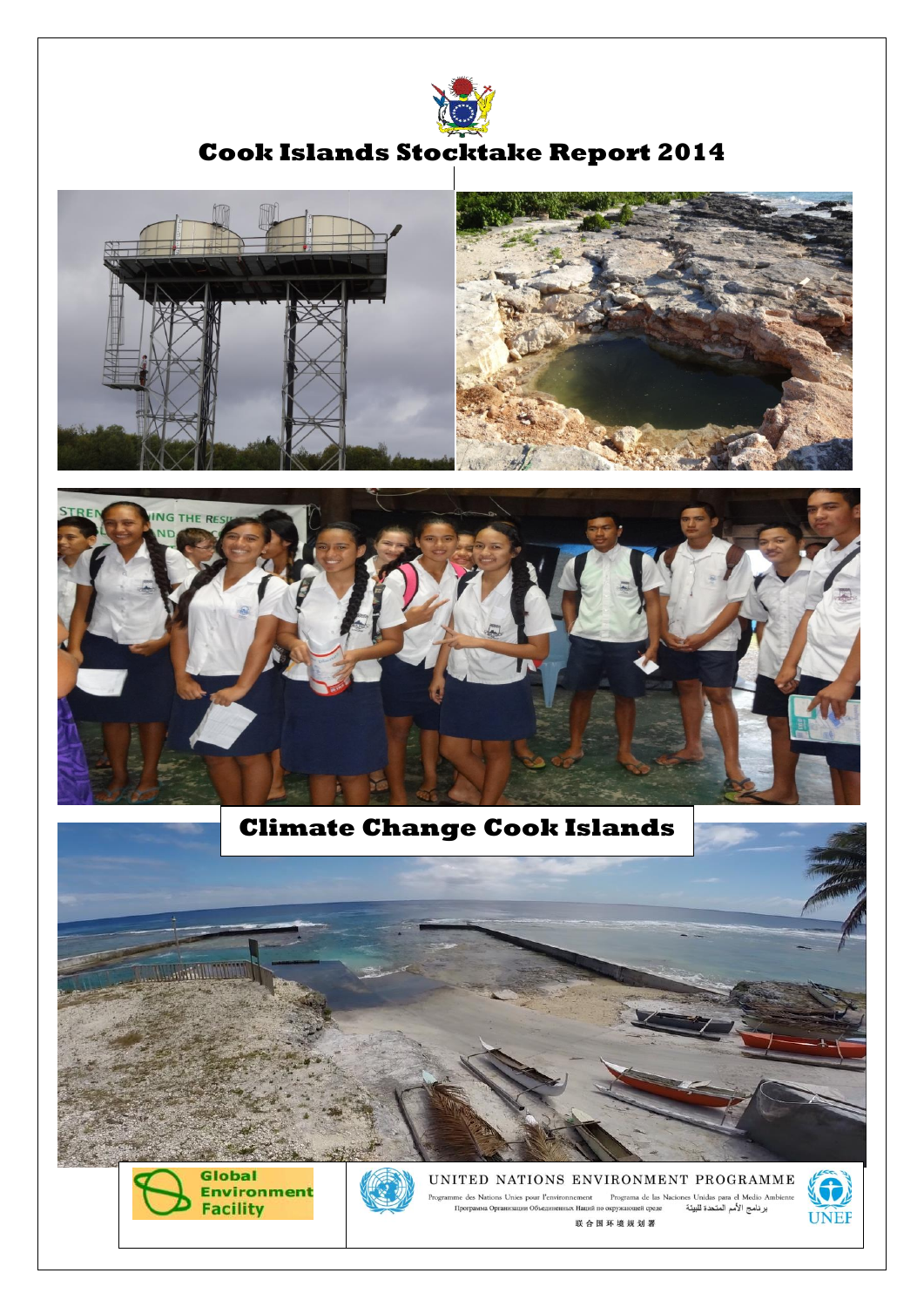# Cook Islands Stocktake Report 2014

## Climate Change Cook Islands

Global Environment Facility

UNITED NATIONS ENVIRONMENT PROGRAMME

Programme des Nations Unies pour l'environnement   Programa de las Naciones Unidas para el Medio Ambiente

Программа Организации Объединенных Наций по окружающей среде   برنامج الأمم المتحدة للبيئة

联合国环境规划署

UNEP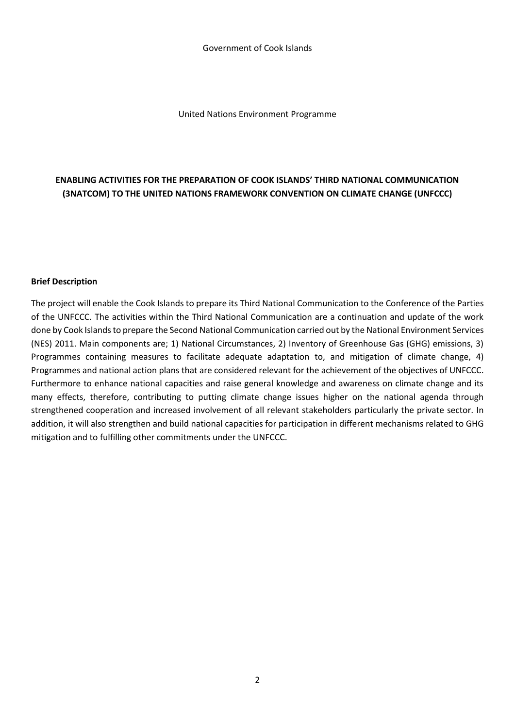Government of Cook Islands

United Nations Environment Programme

# ENABLING ACTIVITIES FOR THE PREPARATION OF COOK ISLANDS' THIRD NATIONAL COMMUNICATION (3NATCOM) TO THE UNITED NATIONS FRAMEWORK CONVENTION ON CLIMATE CHANGE (UNFCCC)

**Brief Description**

The project will enable the Cook Islands to prepare its Third National Communication to the Conference of the Parties of the UNFCCC. The activities within the Third National Communication are a continuation and update of the work done by Cook Islands to prepare the Second National Communication carried out by the National Environment Services (NES) 2011. Main components are; 1) National Circumstances, 2) Inventory of Greenhouse Gas (GHG) emissions, 3) Programmes containing measures to facilitate adequate adaptation to, and mitigation of climate change, 4) Programmes and national action plans that are considered relevant for the achievement of the objectives of UNFCCC. Furthermore to enhance national capacities and raise general knowledge and awareness on climate change and its many effects, therefore, contributing to putting climate change issues higher on the national agenda through strengthened cooperation and increased involvement of all relevant stakeholders particularly the private sector. In addition, it will also strengthen and build national capacities for participation in different mechanisms related to GHG mitigation and to fulfilling other commitments under the UNFCCC.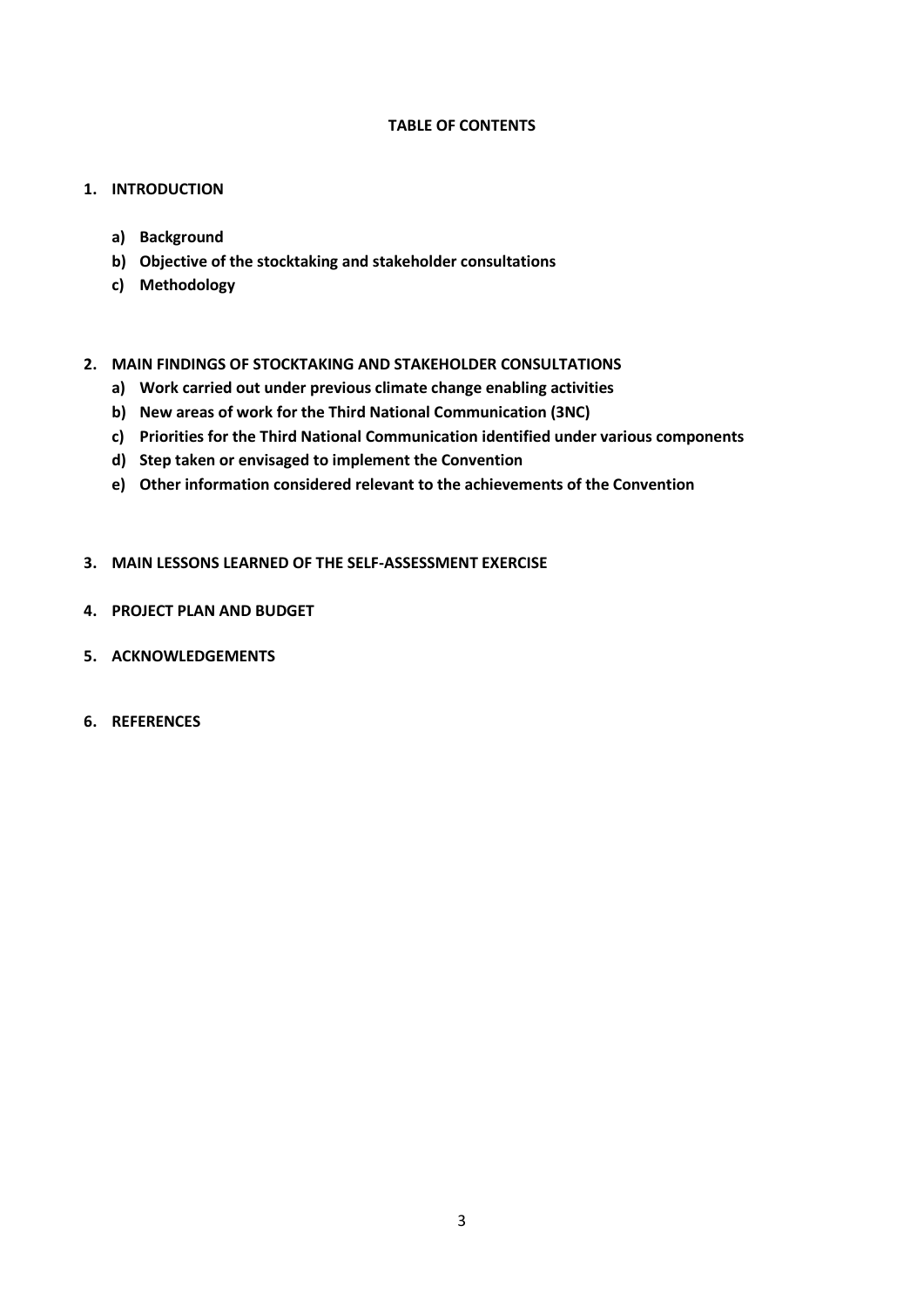**TABLE OF CONTENTS**

1. **INTRODUCTION**
    a) **Background**
    b) **Objective of the stocktaking and stakeholder consultations**
    c) **Methodology**

2. **MAIN FINDINGS OF STOCKTAKING AND STAKEHOLDER CONSULTATIONS**
    a) **Work carried out under previous climate change enabling activities**
    b) **New areas of work for the Third National Communication (3NC)**
    c) **Priorities for the Third National Communication identified under various components**
    d) **Step taken or envisaged to implement the Convention**
    e) **Other information considered relevant to the achievements of the Convention**

3. **MAIN LESSONS LEARNED OF THE SELF-ASSESSMENT EXERCISE**

4. **PROJECT PLAN AND BUDGET**

5. **ACKNOWLEDGEMENTS**

6. **REFERENCES**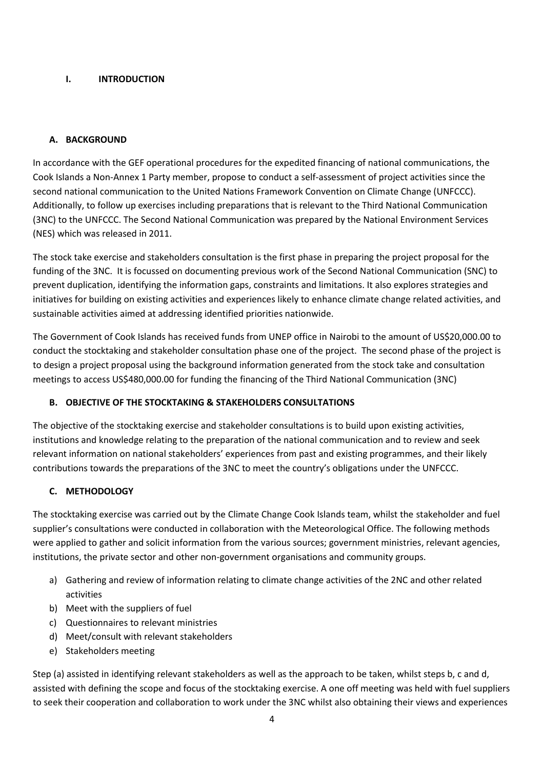# I. INTRODUCTION

## A. BACKGROUND

In accordance with the GEF operational procedures for the expedited financing of national communications, the Cook Islands a Non-Annex 1 Party member, propose to conduct a self-assessment of project activities since the second national communication to the United Nations Framework Convention on Climate Change (UNFCCC). Additionally, to follow up exercises including preparations that is relevant to the Third National Communication (3NC) to the UNFCCC. The Second National Communication was prepared by the National Environment Services (NES) which was released in 2011.

The stock take exercise and stakeholders consultation is the first phase in preparing the project proposal for the funding of the 3NC. It is focussed on documenting previous work of the Second National Communication (SNC) to prevent duplication, identifying the information gaps, constraints and limitations. It also explores strategies and initiatives for building on existing activities and experiences likely to enhance climate change related activities, and sustainable activities aimed at addressing identified priorities nationwide.

The Government of Cook Islands has received funds from UNEP office in Nairobi to the amount of US$20,000.00 to conduct the stocktaking and stakeholder consultation phase one of the project. The second phase of the project is to design a project proposal using the background information generated from the stock take and consultation meetings to access US$480,000.00 for funding the financing of the Third National Communication (3NC)

## B. OBJECTIVE OF THE STOCKTAKING & STAKEHOLDERS CONSULTATIONS

The objective of the stocktaking exercise and stakeholder consultations is to build upon existing activities, institutions and knowledge relating to the preparation of the national communication and to review and seek relevant information on national stakeholders' experiences from past and existing programmes, and their likely contributions towards the preparations of the 3NC to meet the country's obligations under the UNFCCC.

## C. METHODOLOGY

The stocktaking exercise was carried out by the Climate Change Cook Islands team, whilst the stakeholder and fuel supplier's consultations were conducted in collaboration with the Meteorological Office. The following methods were applied to gather and solicit information from the various sources; government ministries, relevant agencies, institutions, the private sector and other non-government organisations and community groups.

a) Gathering and review of information relating to climate change activities of the 2NC and other related activities
b) Meet with the suppliers of fuel
c) Questionnaires to relevant ministries
d) Meet/consult with relevant stakeholders
e) Stakeholders meeting

Step (a) assisted in identifying relevant stakeholders as well as the approach to be taken, whilst steps b, c and d, assisted with defining the scope and focus of the stocktaking exercise. A one off meeting was held with fuel suppliers to seek their cooperation and collaboration to work under the 3NC whilst also obtaining their views and experiences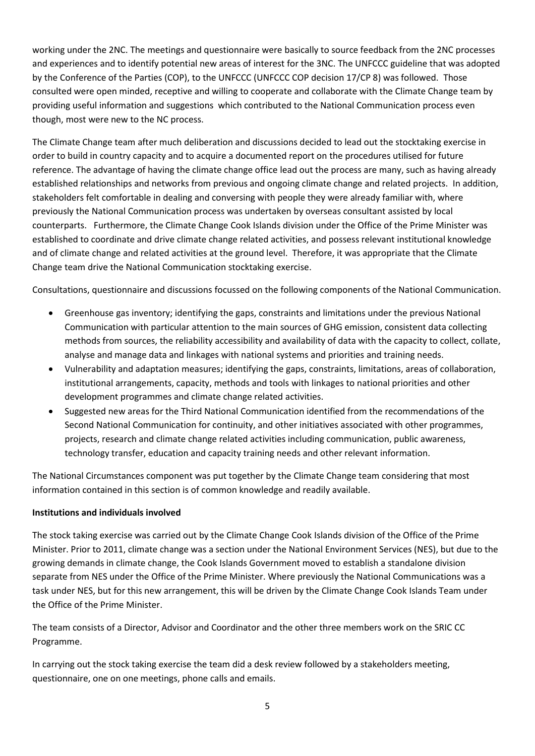working under the 2NC. The meetings and questionnaire were basically to source feedback from the 2NC processes and experiences and to identify potential new areas of interest for the 3NC. The UNFCCC guideline that was adopted by the Conference of the Parties (COP), to the UNFCCC (UNFCCC COP decision 17/CP 8) was followed. Those consulted were open minded, receptive and willing to cooperate and collaborate with the Climate Change team by providing useful information and suggestions which contributed to the National Communication process even though, most were new to the NC process.

The Climate Change team after much deliberation and discussions decided to lead out the stocktaking exercise in order to build in country capacity and to acquire a documented report on the procedures utilised for future reference. The advantage of having the climate change office lead out the process are many, such as having already established relationships and networks from previous and ongoing climate change and related projects. In addition, stakeholders felt comfortable in dealing and conversing with people they were already familiar with, where previously the National Communication process was undertaken by overseas consultant assisted by local counterparts. Furthermore, the Climate Change Cook Islands division under the Office of the Prime Minister was established to coordinate and drive climate change related activities, and possess relevant institutional knowledge and of climate change and related activities at the ground level. Therefore, it was appropriate that the Climate Change team drive the National Communication stocktaking exercise.

Consultations, questionnaire and discussions focussed on the following components of the National Communication.

- Greenhouse gas inventory; identifying the gaps, constraints and limitations under the previous National Communication with particular attention to the main sources of GHG emission, consistent data collecting methods from sources, the reliability accessibility and availability of data with the capacity to collect, collate, analyse and manage data and linkages with national systems and priorities and training needs.
- Vulnerability and adaptation measures; identifying the gaps, constraints, limitations, areas of collaboration, institutional arrangements, capacity, methods and tools with linkages to national priorities and other development programmes and climate change related activities.
- Suggested new areas for the Third National Communication identified from the recommendations of the Second National Communication for continuity, and other initiatives associated with other programmes, projects, research and climate change related activities including communication, public awareness, technology transfer, education and capacity training needs and other relevant information.

The National Circumstances component was put together by the Climate Change team considering that most information contained in this section is of common knowledge and readily available.

**Institutions and individuals involved**

The stock taking exercise was carried out by the Climate Change Cook Islands division of the Office of the Prime Minister. Prior to 2011, climate change was a section under the National Environment Services (NES), but due to the growing demands in climate change, the Cook Islands Government moved to establish a standalone division separate from NES under the Office of the Prime Minister. Where previously the National Communications was a task under NES, but for this new arrangement, this will be driven by the Climate Change Cook Islands Team under the Office of the Prime Minister.

The team consists of a Director, Advisor and Coordinator and the other three members work on the SRIC CC Programme.

In carrying out the stock taking exercise the team did a desk review followed by a stakeholders meeting, questionnaire, one on one meetings, phone calls and emails.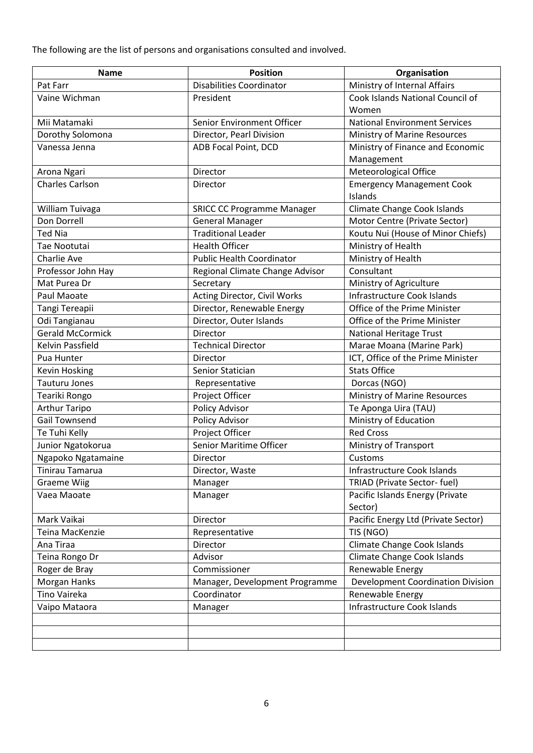The following are the list of persons and organisations consulted and involved.

| Name | Position | Organisation |
|---|---|---|
| Pat Farr | Disabilities Coordinator | Ministry of Internal Affairs |
| Vaine Wichman | President | Cook Islands National Council of Women |
| Mii Matamaki | Senior Environment Officer | National Environment Services |
| Dorothy Solomona | Director, Pearl Division | Ministry of Marine Resources |
| Vanessa Jenna | ADB Focal Point, DCD | Ministry of Finance and Economic Management |
| Arona Ngari | Director | Meteorological Office |
| Charles Carlson | Director | Emergency Management Cook Islands |
| William Tuivaga | SRICC CC Programme Manager | Climate Change Cook Islands |
| Don Dorrell | General Manager | Motor Centre (Private Sector) |
| Ted Nia | Traditional Leader | Koutu Nui (House of Minor Chiefs) |
| Tae Nootutai | Health Officer | Ministry of Health |
| Charlie Ave | Public Health Coordinator | Ministry of Health |
| Professor John Hay | Regional Climate Change Advisor | Consultant |
| Mat Purea Dr | Secretary | Ministry of Agriculture |
| Paul Maoate | Acting Director, Civil Works | Infrastructure Cook Islands |
| Tangi Tereapii | Director, Renewable Energy | Office of the Prime Minister |
| Odi Tangianau | Director, Outer Islands | Office of the Prime Minister |
| Gerald McCormick | Director | National Heritage Trust |
| Kelvin Passfield | Technical Director | Marae Moana (Marine Park) |
| Pua Hunter | Director | ICT, Office of the Prime Minister |
| Kevin Hosking | Senior Statician | Stats Office |
| Tauturu Jones | Representative | Dorcas (NGO) |
| Teariki Rongo | Project Officer | Ministry of Marine Resources |
| Arthur Taripo | Policy Advisor | Te Aponga Uira (TAU) |
| Gail Townsend | Policy Advisor | Ministry of Education |
| Te Tuhi Kelly | Project Officer | Red Cross |
| Junior Ngatokorua | Senior Maritime Officer | Ministry of Transport |
| Ngapoko Ngatamaine | Director | Customs |
| Tinirau Tamarua | Director, Waste | Infrastructure Cook Islands |
| Graeme Wiig | Manager | TRIAD (Private Sector- fuel) |
| Vaea Maoate | Manager | Pacific Islands Energy (Private Sector) |
| Mark Vaikai | Director | Pacific Energy Ltd (Private Sector) |
| Teina MacKenzie | Representative | TIS (NGO) |
| Ana Tiraa | Director | Climate Change Cook Islands |
| Teina Rongo Dr | Advisor | Climate Change Cook Islands |
| Roger de Bray | Commissioner | Renewable Energy |
| Morgan Hanks | Manager, Development Programme | Development Coordination Division |
| Tino Vaireka | Coordinator | Renewable Energy |
| Vaipo Mataora | Manager | Infrastructure Cook Islands |
| | | |
| | | |
| | | |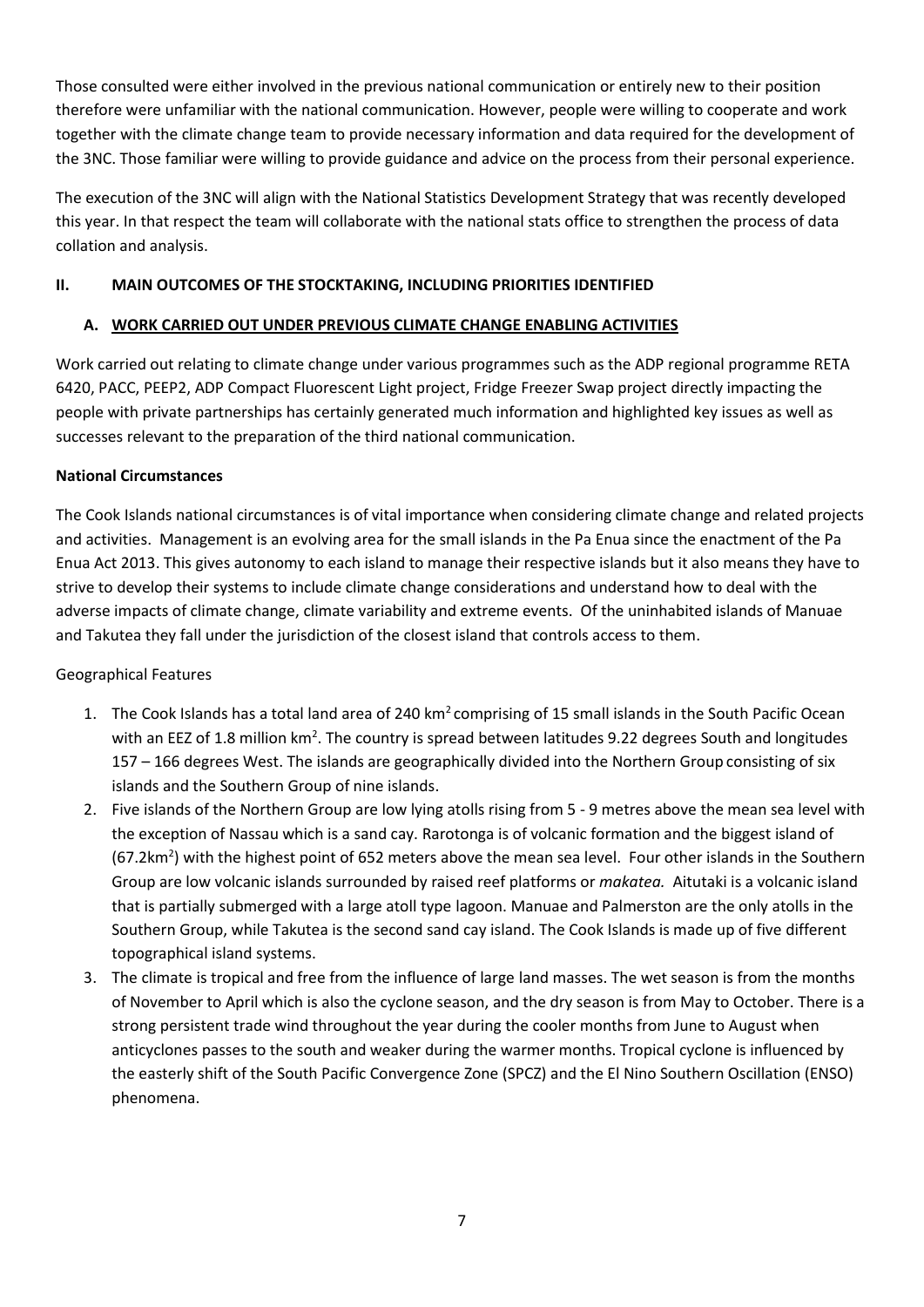Those consulted were either involved in the previous national communication or entirely new to their position therefore were unfamiliar with the national communication. However, people were willing to cooperate and work together with the climate change team to provide necessary information and data required for the development of the 3NC. Those familiar were willing to provide guidance and advice on the process from their personal experience.

The execution of the 3NC will align with the National Statistics Development Strategy that was recently developed this year. In that respect the team will collaborate with the national stats office to strengthen the process of data collation and analysis.

## II. MAIN OUTCOMES OF THE STOCKTAKING, INCLUDING PRIORITIES IDENTIFIED

### A. WORK CARRIED OUT UNDER PREVIOUS CLIMATE CHANGE ENABLING ACTIVITIES

Work carried out relating to climate change under various programmes such as the ADP regional programme RETA 6420, PACC, PEEP2, ADP Compact Fluorescent Light project, Fridge Freezer Swap project directly impacting the people with private partnerships has certainly generated much information and highlighted key issues as well as successes relevant to the preparation of the third national communication.

**National Circumstances**

The Cook Islands national circumstances is of vital importance when considering climate change and related projects and activities. Management is an evolving area for the small islands in the Pa Enua since the enactment of the Pa Enua Act 2013. This gives autonomy to each island to manage their respective islands but it also means they have to strive to develop their systems to include climate change considerations and understand how to deal with the adverse impacts of climate change, climate variability and extreme events. Of the uninhabited islands of Manuae and Takutea they fall under the jurisdiction of the closest island that controls access to them.

Geographical Features

1. The Cook Islands has a total land area of 240 km$^2$ comprising of 15 small islands in the South Pacific Ocean with an EEZ of 1.8 million km$^2$. The country is spread between latitudes 9.22 degrees South and longitudes 157 – 166 degrees West. The islands are geographically divided into the Northern Group consisting of six islands and the Southern Group of nine islands.
2. Five islands of the Northern Group are low lying atolls rising from 5 - 9 metres above the mean sea level with the exception of Nassau which is a sand cay. Rarotonga is of volcanic formation and the biggest island of (67.2km$^2$) with the highest point of 652 meters above the mean sea level. Four other islands in the Southern Group are low volcanic islands surrounded by raised reef platforms or *makatea.* Aitutaki is a volcanic island that is partially submerged with a large atoll type lagoon. Manuae and Palmerston are the only atolls in the Southern Group, while Takutea is the second sand cay island. The Cook Islands is made up of five different topographical island systems.
3. The climate is tropical and free from the influence of large land masses. The wet season is from the months of November to April which is also the cyclone season, and the dry season is from May to October. There is a strong persistent trade wind throughout the year during the cooler months from June to August when anticyclones passes to the south and weaker during the warmer months. Tropical cyclone is influenced by the easterly shift of the South Pacific Convergence Zone (SPCZ) and the El Nino Southern Oscillation (ENSO) phenomena.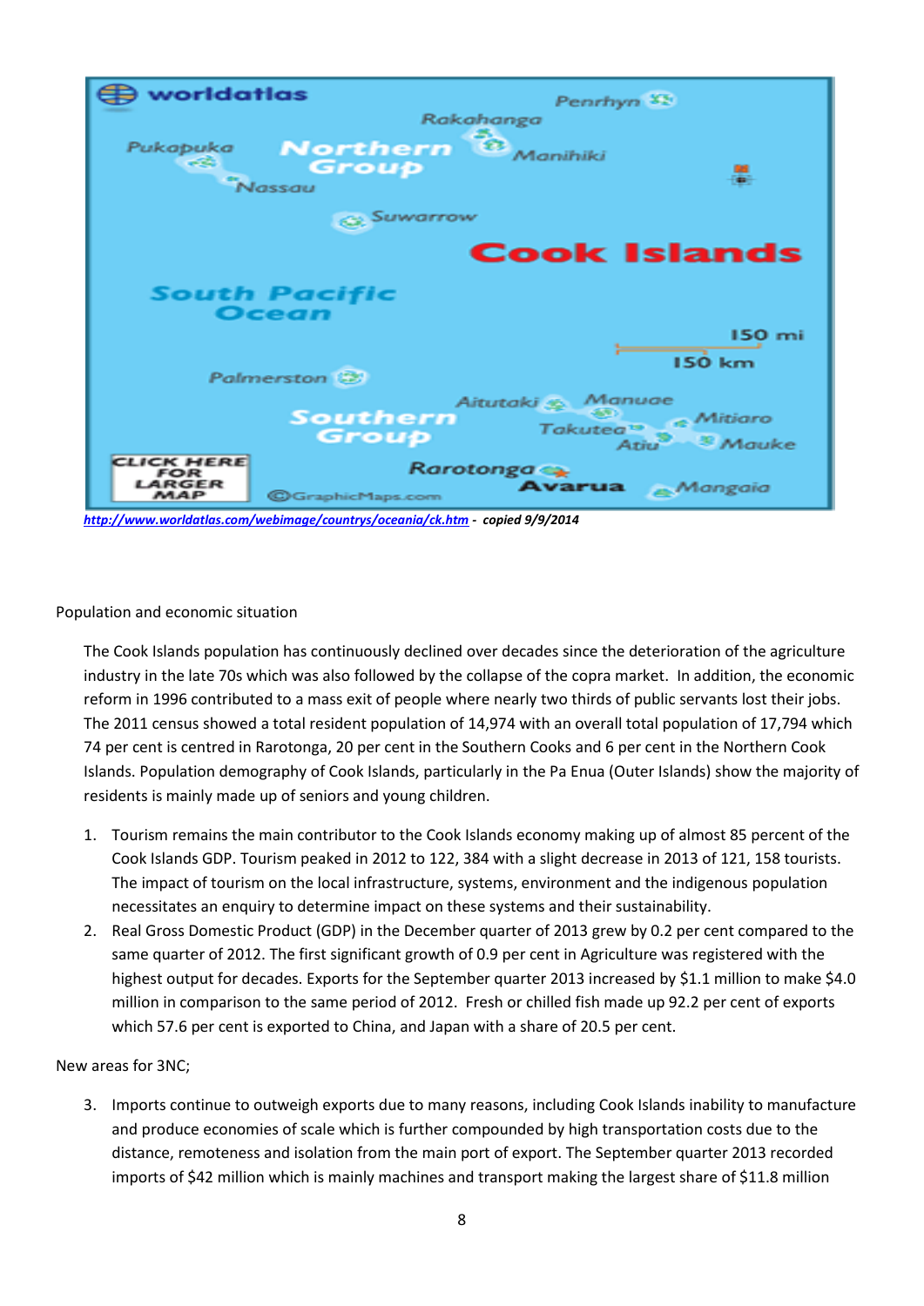http://www.worldatlas.com/webimage/countrys/oceania/ck.htm - *copied 9/9/2014*

Population and economic situation

The Cook Islands population has continuously declined over decades since the deterioration of the agriculture industry in the late 70s which was also followed by the collapse of the copra market. In addition, the economic reform in 1996 contributed to a mass exit of people where nearly two thirds of public servants lost their jobs. The 2011 census showed a total resident population of 14,974 with an overall total population of 17,794 which 74 per cent is centred in Rarotonga, 20 per cent in the Southern Cooks and 6 per cent in the Northern Cook Islands. Population demography of Cook Islands, particularly in the Pa Enua (Outer Islands) show the majority of residents is mainly made up of seniors and young children.

1. Tourism remains the main contributor to the Cook Islands economy making up of almost 85 percent of the Cook Islands GDP. Tourism peaked in 2012 to 122, 384 with a slight decrease in 2013 of 121, 158 tourists. The impact of tourism on the local infrastructure, systems, environment and the indigenous population necessitates an enquiry to determine impact on these systems and their sustainability.
2. Real Gross Domestic Product (GDP) in the December quarter of 2013 grew by 0.2 per cent compared to the same quarter of 2012. The first significant growth of 0.9 per cent in Agriculture was registered with the highest output for decades. Exports for the September quarter 2013 increased by $1.1 million to make $4.0 million in comparison to the same period of 2012. Fresh or chilled fish made up 92.2 per cent of exports which 57.6 per cent is exported to China, and Japan with a share of 20.5 per cent.

New areas for 3NC;

3. Imports continue to outweigh exports due to many reasons, including Cook Islands inability to manufacture and produce economies of scale which is further compounded by high transportation costs due to the distance, remoteness and isolation from the main port of export. The September quarter 2013 recorded imports of $42 million which is mainly machines and transport making the largest share of $11.8 million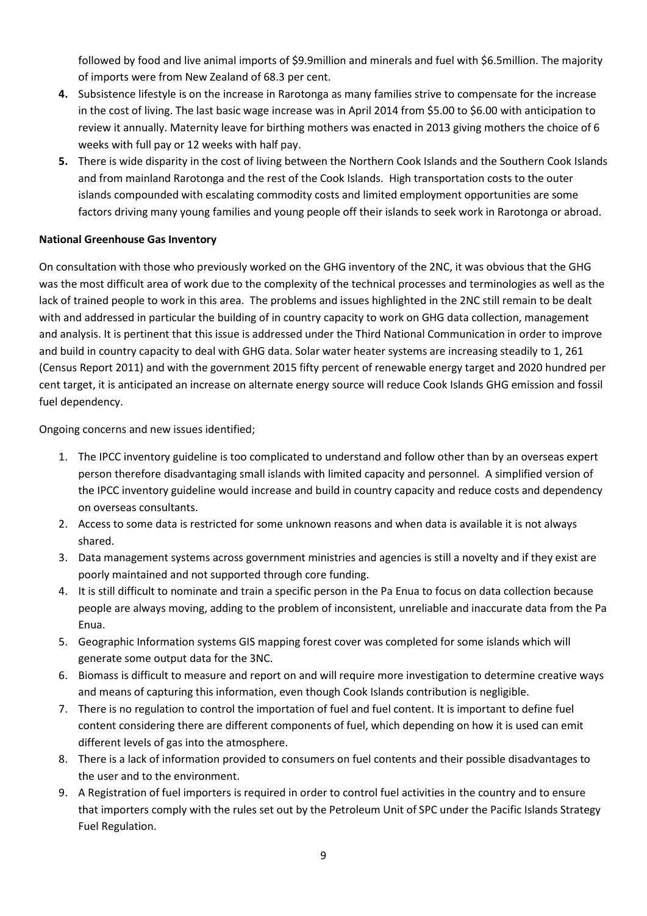followed by food and live animal imports of $9.9million and minerals and fuel with $6.5million. The majority of imports were from New Zealand of 68.3 per cent.

4. Subsistence lifestyle is on the increase in Rarotonga as many families strive to compensate for the increase in the cost of living. The last basic wage increase was in April 2014 from $5.00 to $6.00 with anticipation to review it annually. Maternity leave for birthing mothers was enacted in 2013 giving mothers the choice of 6 weeks with full pay or 12 weeks with half pay.
5. There is wide disparity in the cost of living between the Northern Cook Islands and the Southern Cook Islands and from mainland Rarotonga and the rest of the Cook Islands. High transportation costs to the outer islands compounded with escalating commodity costs and limited employment opportunities are some factors driving many young families and young people off their islands to seek work in Rarotonga or abroad.

**National Greenhouse Gas Inventory**

On consultation with those who previously worked on the GHG inventory of the 2NC, it was obvious that the GHG was the most difficult area of work due to the complexity of the technical processes and terminologies as well as the lack of trained people to work in this area. The problems and issues highlighted in the 2NC still remain to be dealt with and addressed in particular the building of in country capacity to work on GHG data collection, management and analysis. It is pertinent that this issue is addressed under the Third National Communication in order to improve and build in country capacity to deal with GHG data. Solar water heater systems are increasing steadily to 1, 261 (Census Report 2011) and with the government 2015 fifty percent of renewable energy target and 2020 hundred per cent target, it is anticipated an increase on alternate energy source will reduce Cook Islands GHG emission and fossil fuel dependency.

Ongoing concerns and new issues identified;

1. The IPCC inventory guideline is too complicated to understand and follow other than by an overseas expert person therefore disadvantaging small islands with limited capacity and personnel. A simplified version of the IPCC inventory guideline would increase and build in country capacity and reduce costs and dependency on overseas consultants.
2. Access to some data is restricted for some unknown reasons and when data is available it is not always shared.
3. Data management systems across government ministries and agencies is still a novelty and if they exist are poorly maintained and not supported through core funding.
4. It is still difficult to nominate and train a specific person in the Pa Enua to focus on data collection because people are always moving, adding to the problem of inconsistent, unreliable and inaccurate data from the Pa Enua.
5. Geographic Information systems GIS mapping forest cover was completed for some islands which will generate some output data for the 3NC.
6. Biomass is difficult to measure and report on and will require more investigation to determine creative ways and means of capturing this information, even though Cook Islands contribution is negligible.
7. There is no regulation to control the importation of fuel and fuel content. It is important to define fuel content considering there are different components of fuel, which depending on how it is used can emit different levels of gas into the atmosphere.
8. There is a lack of information provided to consumers on fuel contents and their possible disadvantages to the user and to the environment.
9. A Registration of fuel importers is required in order to control fuel activities in the country and to ensure that importers comply with the rules set out by the Petroleum Unit of SPC under the Pacific Islands Strategy Fuel Regulation.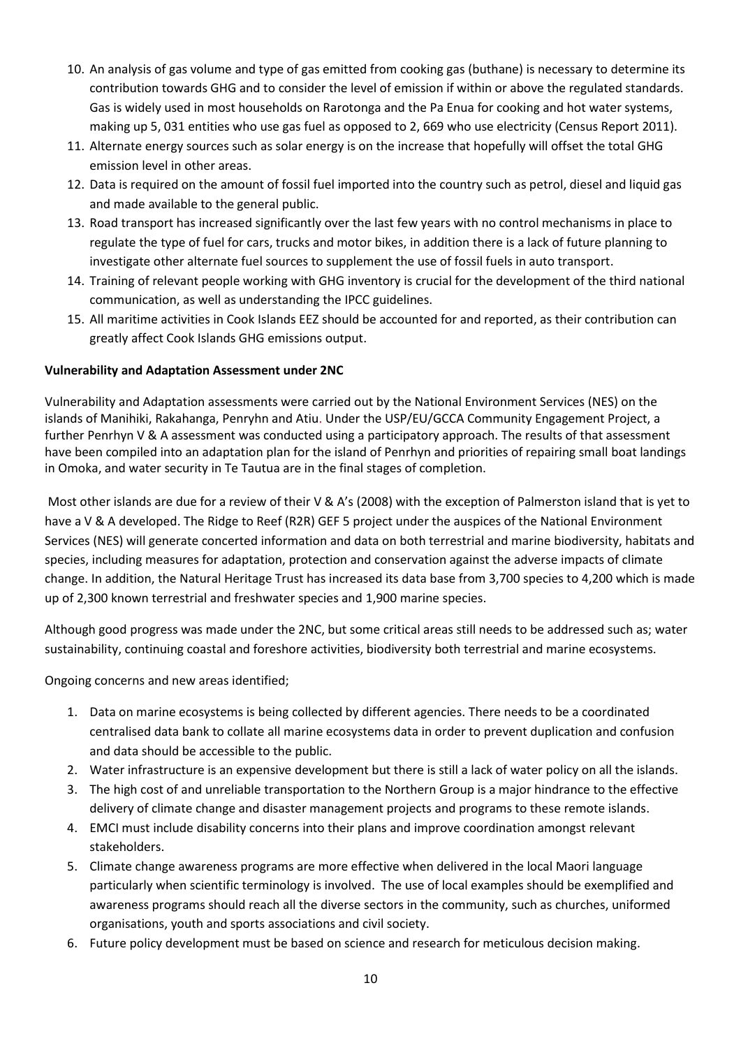10. An analysis of gas volume and type of gas emitted from cooking gas (buthane) is necessary to determine its contribution towards GHG and to consider the level of emission if within or above the regulated standards. Gas is widely used in most households on Rarotonga and the Pa Enua for cooking and hot water systems, making up 5, 031 entities who use gas fuel as opposed to 2, 669 who use electricity (Census Report 2011).
11. Alternate energy sources such as solar energy is on the increase that hopefully will offset the total GHG emission level in other areas.
12. Data is required on the amount of fossil fuel imported into the country such as petrol, diesel and liquid gas and made available to the general public.
13. Road transport has increased significantly over the last few years with no control mechanisms in place to regulate the type of fuel for cars, trucks and motor bikes, in addition there is a lack of future planning to investigate other alternate fuel sources to supplement the use of fossil fuels in auto transport.
14. Training of relevant people working with GHG inventory is crucial for the development of the third national communication, as well as understanding the IPCC guidelines.
15. All maritime activities in Cook Islands EEZ should be accounted for and reported, as their contribution can greatly affect Cook Islands GHG emissions output.

**Vulnerability and Adaptation Assessment under 2NC**

Vulnerability and Adaptation assessments were carried out by the National Environment Services (NES) on the islands of Manihiki, Rakahanga, Penryhn and Atiu. Under the USP/EU/GCCA Community Engagement Project, a further Penrhyn V & A assessment was conducted using a participatory approach. The results of that assessment have been compiled into an adaptation plan for the island of Penrhyn and priorities of repairing small boat landings in Omoka, and water security in Te Tautua are in the final stages of completion.

Most other islands are due for a review of their V & A's (2008) with the exception of Palmerston island that is yet to have a V & A developed. The Ridge to Reef (R2R) GEF 5 project under the auspices of the National Environment Services (NES) will generate concerted information and data on both terrestrial and marine biodiversity, habitats and species, including measures for adaptation, protection and conservation against the adverse impacts of climate change. In addition, the Natural Heritage Trust has increased its data base from 3,700 species to 4,200 which is made up of 2,300 known terrestrial and freshwater species and 1,900 marine species.

Although good progress was made under the 2NC, but some critical areas still needs to be addressed such as; water sustainability, continuing coastal and foreshore activities, biodiversity both terrestrial and marine ecosystems.

Ongoing concerns and new areas identified;

1. Data on marine ecosystems is being collected by different agencies. There needs to be a coordinated centralised data bank to collate all marine ecosystems data in order to prevent duplication and confusion and data should be accessible to the public.
2. Water infrastructure is an expensive development but there is still a lack of water policy on all the islands.
3. The high cost of and unreliable transportation to the Northern Group is a major hindrance to the effective delivery of climate change and disaster management projects and programs to these remote islands.
4. EMCI must include disability concerns into their plans and improve coordination amongst relevant stakeholders.
5. Climate change awareness programs are more effective when delivered in the local Maori language particularly when scientific terminology is involved. The use of local examples should be exemplified and awareness programs should reach all the diverse sectors in the community, such as churches, uniformed organisations, youth and sports associations and civil society.
6. Future policy development must be based on science and research for meticulous decision making.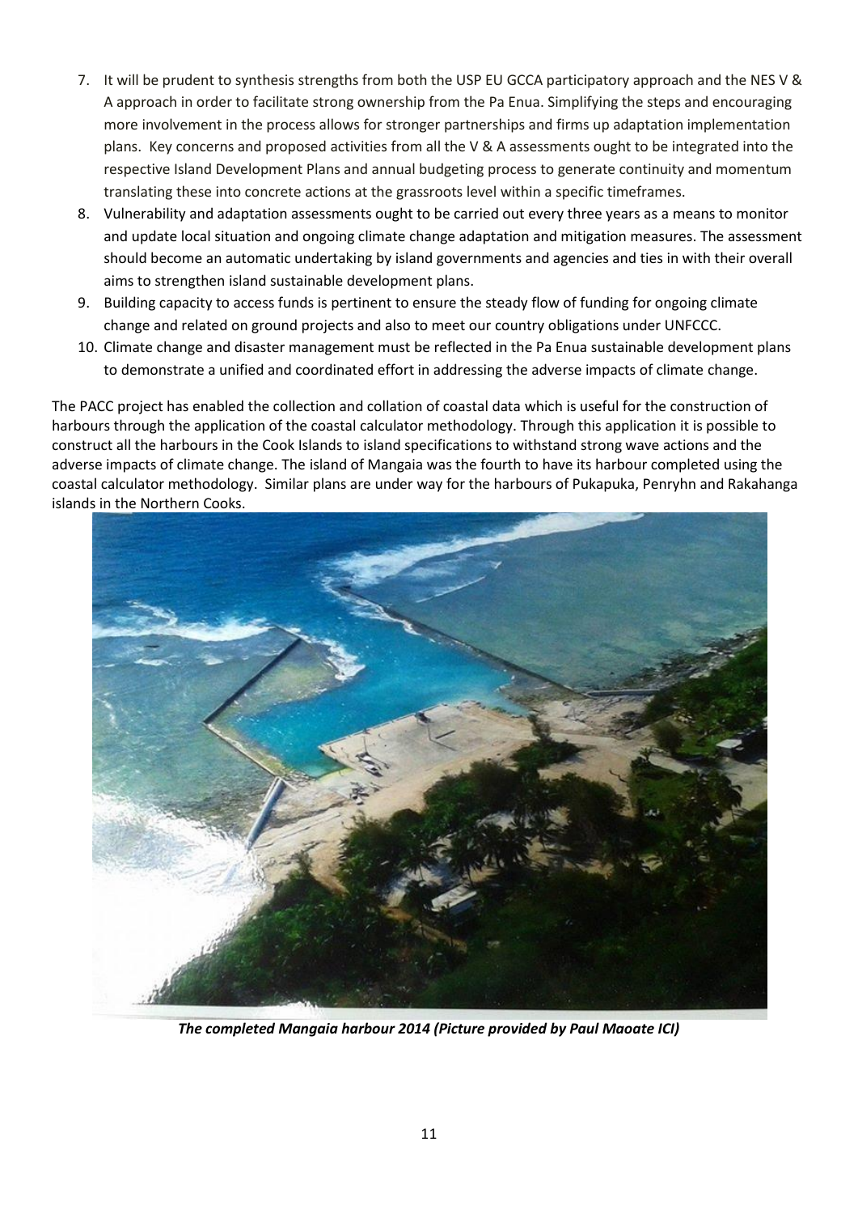7. It will be prudent to synthesis strengths from both the USP EU GCCA participatory approach and the NES V & A approach in order to facilitate strong ownership from the Pa Enua. Simplifying the steps and encouraging more involvement in the process allows for stronger partnerships and firms up adaptation implementation plans. Key concerns and proposed activities from all the V & A assessments ought to be integrated into the respective Island Development Plans and annual budgeting process to generate continuity and momentum translating these into concrete actions at the grassroots level within a specific timeframes.
8. Vulnerability and adaptation assessments ought to be carried out every three years as a means to monitor and update local situation and ongoing climate change adaptation and mitigation measures. The assessment should become an automatic undertaking by island governments and agencies and ties in with their overall aims to strengthen island sustainable development plans.
9. Building capacity to access funds is pertinent to ensure the steady flow of funding for ongoing climate change and related on ground projects and also to meet our country obligations under UNFCCC.
10. Climate change and disaster management must be reflected in the Pa Enua sustainable development plans to demonstrate a unified and coordinated effort in addressing the adverse impacts of climate change.

The PACC project has enabled the collection and collation of coastal data which is useful for the construction of harbours through the application of the coastal calculator methodology. Through this application it is possible to construct all the harbours in the Cook Islands to island specifications to withstand strong wave actions and the adverse impacts of climate change. The island of Mangaia was the fourth to have its harbour completed using the coastal calculator methodology. Similar plans are under way for the harbours of Pukapuka, Penryhn and Rakahanga islands in the Northern Cooks.

***The completed Mangaia harbour 2014 (Picture provided by Paul Maoate ICI)***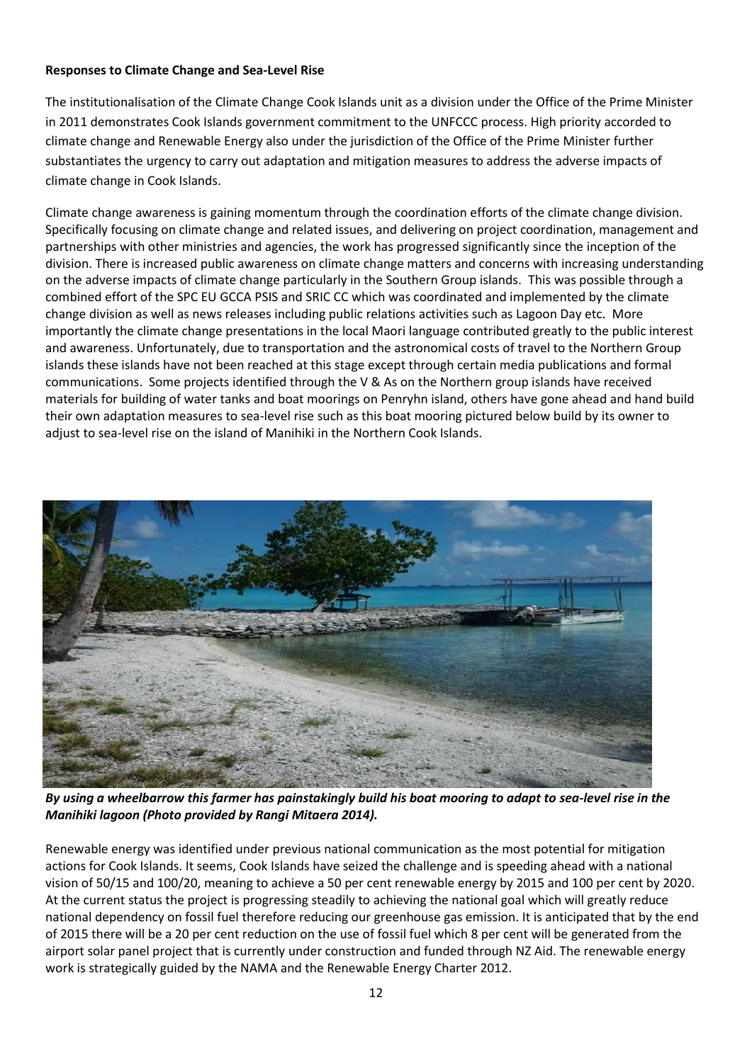**Responses to Climate Change and Sea-Level Rise**

The institutionalisation of the Climate Change Cook Islands unit as a division under the Office of the Prime Minister in 2011 demonstrates Cook Islands government commitment to the UNFCCC process. High priority accorded to climate change and Renewable Energy also under the jurisdiction of the Office of the Prime Minister further substantiates the urgency to carry out adaptation and mitigation measures to address the adverse impacts of climate change in Cook Islands.

Climate change awareness is gaining momentum through the coordination efforts of the climate change division. Specifically focusing on climate change and related issues, and delivering on project coordination, management and partnerships with other ministries and agencies, the work has progressed significantly since the inception of the division. There is increased public awareness on climate change matters and concerns with increasing understanding on the adverse impacts of climate change particularly in the Southern Group islands. This was possible through a combined effort of the SPC EU GCCA PSIS and SRIC CC which was coordinated and implemented by the climate change division as well as news releases including public relations activities such as Lagoon Day etc. More importantly the climate change presentations in the local Maori language contributed greatly to the public interest and awareness. Unfortunately, due to transportation and the astronomical costs of travel to the Northern Group islands these islands have not been reached at this stage except through certain media publications and formal communications. Some projects identified through the V & As on the Northern group islands have received materials for building of water tanks and boat moorings on Penryhn island, others have gone ahead and hand build their own adaptation measures to sea-level rise such as this boat mooring pictured below build by its owner to adjust to sea-level rise on the island of Manihiki in the Northern Cook Islands.

***By using a wheelbarrow this farmer has painstakingly build his boat mooring to adapt to sea-level rise in the Manihiki lagoon (Photo provided by Rangi Mitaera 2014).***

Renewable energy was identified under previous national communication as the most potential for mitigation actions for Cook Islands. It seems, Cook Islands have seized the challenge and is speeding ahead with a national vision of 50/15 and 100/20, meaning to achieve a 50 per cent renewable energy by 2015 and 100 per cent by 2020. At the current status the project is progressing steadily to achieving the national goal which will greatly reduce national dependency on fossil fuel therefore reducing our greenhouse gas emission. It is anticipated that by the end of 2015 there will be a 20 per cent reduction on the use of fossil fuel which 8 per cent will be generated from the airport solar panel project that is currently under construction and funded through NZ Aid. The renewable energy work is strategically guided by the NAMA and the Renewable Energy Charter 2012.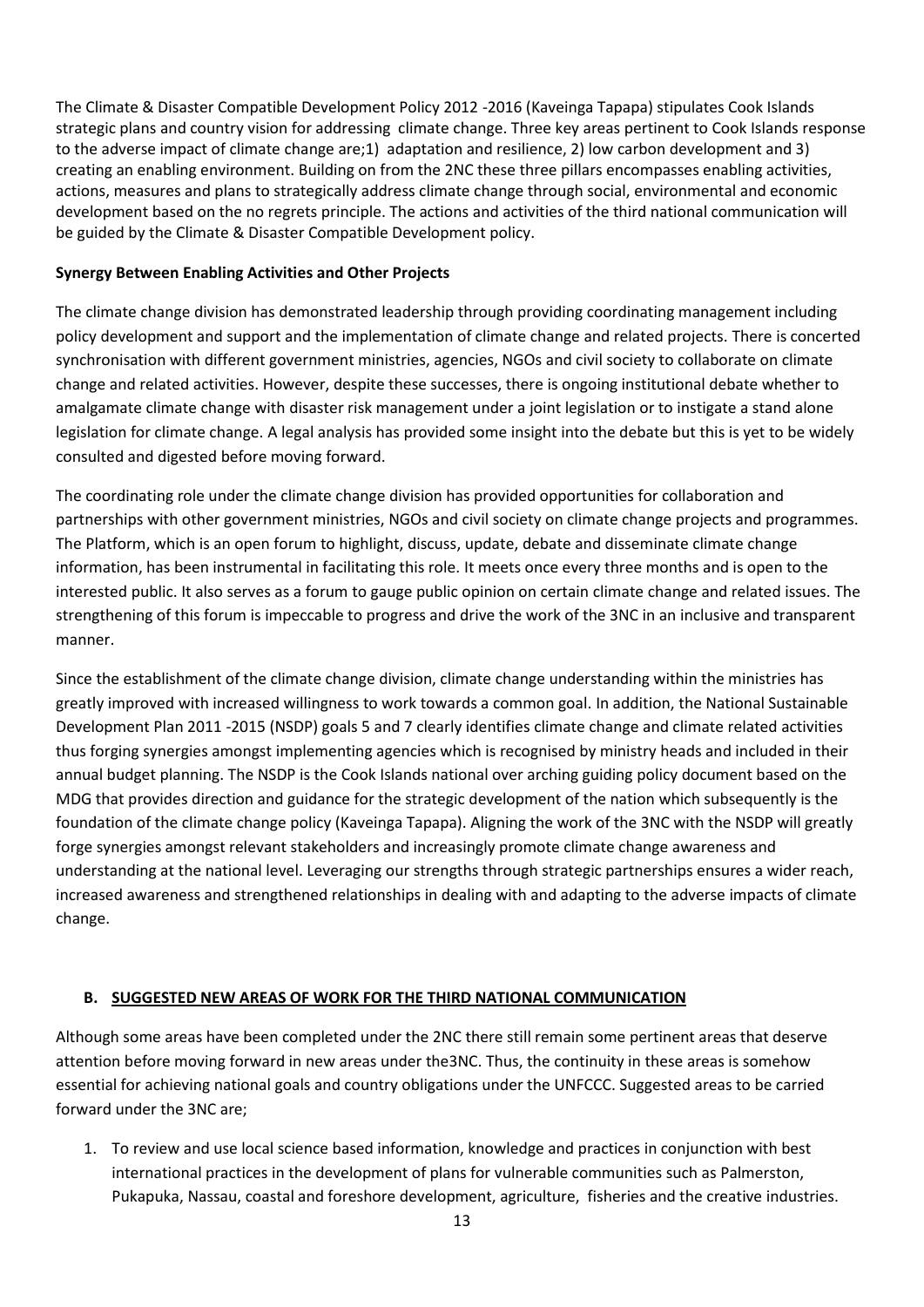The Climate & Disaster Compatible Development Policy 2012 -2016 (Kaveinga Tapapa) stipulates Cook Islands strategic plans and country vision for addressing climate change. Three key areas pertinent to Cook Islands response to the adverse impact of climate change are;1) adaptation and resilience, 2) low carbon development and 3) creating an enabling environment. Building on from the 2NC these three pillars encompasses enabling activities, actions, measures and plans to strategically address climate change through social, environmental and economic development based on the no regrets principle. The actions and activities of the third national communication will be guided by the Climate & Disaster Compatible Development policy.

**Synergy Between Enabling Activities and Other Projects**

The climate change division has demonstrated leadership through providing coordinating management including policy development and support and the implementation of climate change and related projects. There is concerted synchronisation with different government ministries, agencies, NGOs and civil society to collaborate on climate change and related activities. However, despite these successes, there is ongoing institutional debate whether to amalgamate climate change with disaster risk management under a joint legislation or to instigate a stand alone legislation for climate change. A legal analysis has provided some insight into the debate but this is yet to be widely consulted and digested before moving forward.

The coordinating role under the climate change division has provided opportunities for collaboration and partnerships with other government ministries, NGOs and civil society on climate change projects and programmes. The Platform, which is an open forum to highlight, discuss, update, debate and disseminate climate change information, has been instrumental in facilitating this role. It meets once every three months and is open to the interested public. It also serves as a forum to gauge public opinion on certain climate change and related issues. The strengthening of this forum is impeccable to progress and drive the work of the 3NC in an inclusive and transparent manner.

Since the establishment of the climate change division, climate change understanding within the ministries has greatly improved with increased willingness to work towards a common goal. In addition, the National Sustainable Development Plan 2011 -2015 (NSDP) goals 5 and 7 clearly identifies climate change and climate related activities thus forging synergies amongst implementing agencies which is recognised by ministry heads and included in their annual budget planning. The NSDP is the Cook Islands national over arching guiding policy document based on the MDG that provides direction and guidance for the strategic development of the nation which subsequently is the foundation of the climate change policy (Kaveinga Tapapa). Aligning the work of the 3NC with the NSDP will greatly forge synergies amongst relevant stakeholders and increasingly promote climate change awareness and understanding at the national level. Leveraging our strengths through strategic partnerships ensures a wider reach, increased awareness and strengthened relationships in dealing with and adapting to the adverse impacts of climate change.

## B. SUGGESTED NEW AREAS OF WORK FOR THE THIRD NATIONAL COMMUNICATION

Although some areas have been completed under the 2NC there still remain some pertinent areas that deserve attention before moving forward in new areas under the3NC. Thus, the continuity in these areas is somehow essential for achieving national goals and country obligations under the UNFCCC. Suggested areas to be carried forward under the 3NC are;

1. To review and use local science based information, knowledge and practices in conjunction with best international practices in the development of plans for vulnerable communities such as Palmerston, Pukapuka, Nassau, coastal and foreshore development, agriculture, fisheries and the creative industries.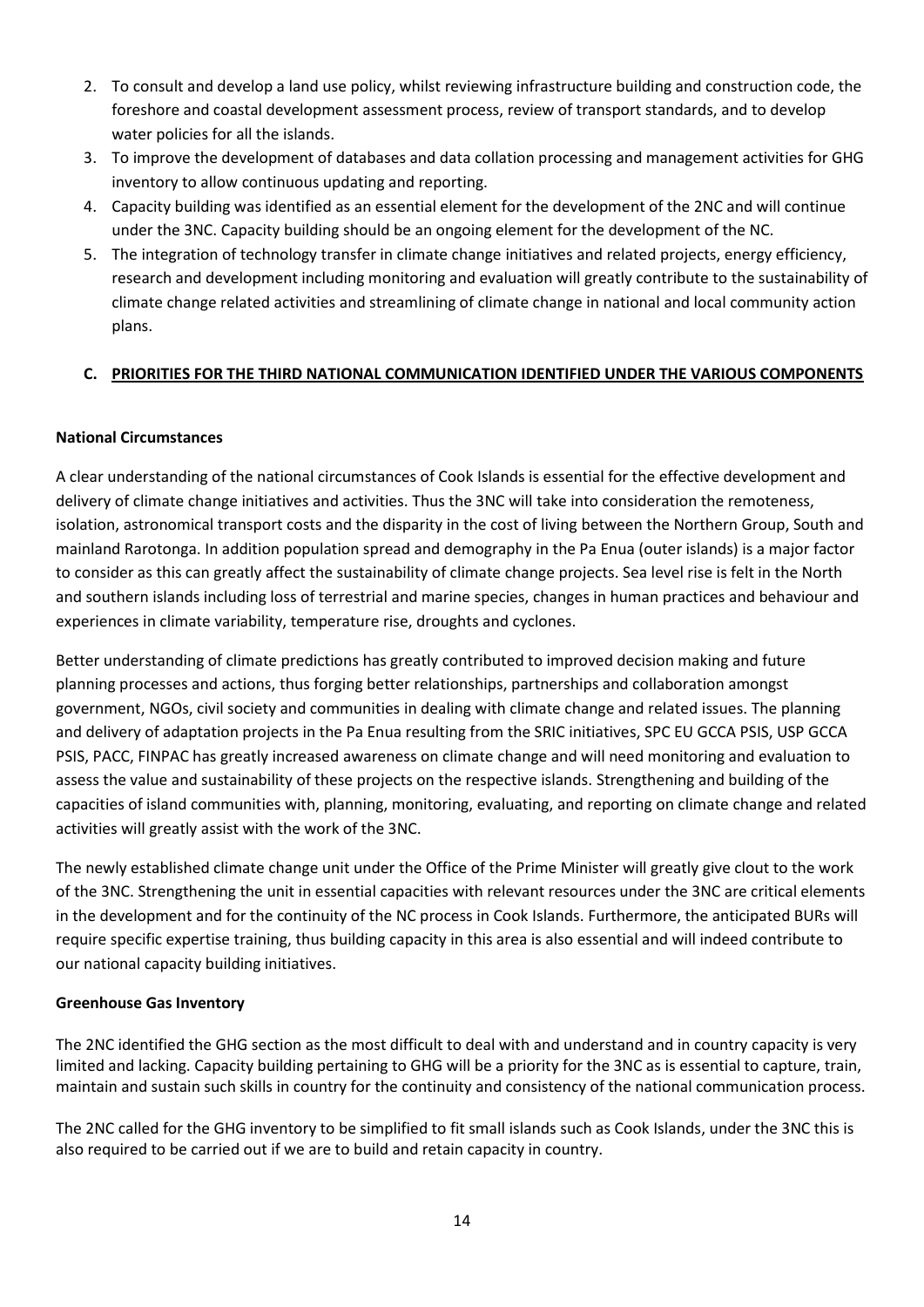2. To consult and develop a land use policy, whilst reviewing infrastructure building and construction code, the foreshore and coastal development assessment process, review of transport standards, and to develop water policies for all the islands.
3. To improve the development of databases and data collation processing and management activities for GHG inventory to allow continuous updating and reporting.
4. Capacity building was identified as an essential element for the development of the 2NC and will continue under the 3NC. Capacity building should be an ongoing element for the development of the NC.
5. The integration of technology transfer in climate change initiatives and related projects, energy efficiency, research and development including monitoring and evaluation will greatly contribute to the sustainability of climate change related activities and streamlining of climate change in national and local community action plans.

## C. PRIORITIES FOR THE THIRD NATIONAL COMMUNICATION IDENTIFIED UNDER THE VARIOUS COMPONENTS

### National Circumstances

A clear understanding of the national circumstances of Cook Islands is essential for the effective development and delivery of climate change initiatives and activities. Thus the 3NC will take into consideration the remoteness, isolation, astronomical transport costs and the disparity in the cost of living between the Northern Group, South and mainland Rarotonga. In addition population spread and demography in the Pa Enua (outer islands) is a major factor to consider as this can greatly affect the sustainability of climate change projects. Sea level rise is felt in the North and southern islands including loss of terrestrial and marine species, changes in human practices and behaviour and experiences in climate variability, temperature rise, droughts and cyclones.

Better understanding of climate predictions has greatly contributed to improved decision making and future planning processes and actions, thus forging better relationships, partnerships and collaboration amongst government, NGOs, civil society and communities in dealing with climate change and related issues. The planning and delivery of adaptation projects in the Pa Enua resulting from the SRIC initiatives, SPC EU GCCA PSIS, USP GCCA PSIS, PACC, FINPAC has greatly increased awareness on climate change and will need monitoring and evaluation to assess the value and sustainability of these projects on the respective islands. Strengthening and building of the capacities of island communities with, planning, monitoring, evaluating, and reporting on climate change and related activities will greatly assist with the work of the 3NC.

The newly established climate change unit under the Office of the Prime Minister will greatly give clout to the work of the 3NC. Strengthening the unit in essential capacities with relevant resources under the 3NC are critical elements in the development and for the continuity of the NC process in Cook Islands. Furthermore, the anticipated BURs will require specific expertise training, thus building capacity in this area is also essential and will indeed contribute to our national capacity building initiatives.

### Greenhouse Gas Inventory

The 2NC identified the GHG section as the most difficult to deal with and understand and in country capacity is very limited and lacking. Capacity building pertaining to GHG will be a priority for the 3NC as is essential to capture, train, maintain and sustain such skills in country for the continuity and consistency of the national communication process.

The 2NC called for the GHG inventory to be simplified to fit small islands such as Cook Islands, under the 3NC this is also required to be carried out if we are to build and retain capacity in country.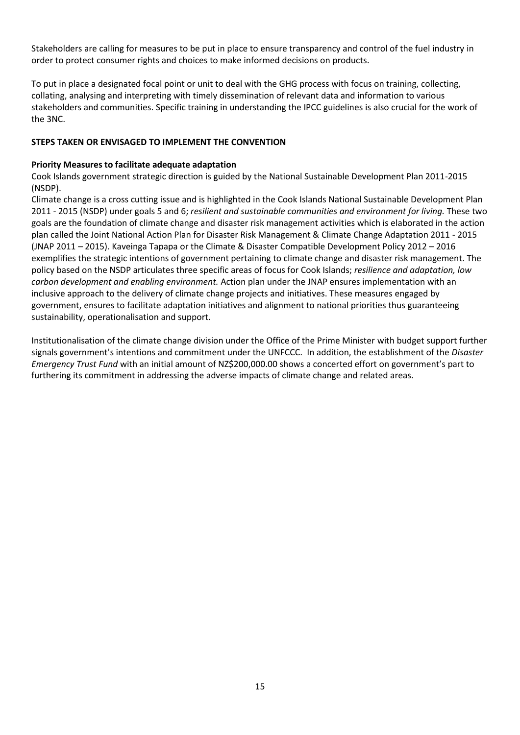Stakeholders are calling for measures to be put in place to ensure transparency and control of the fuel industry in order to protect consumer rights and choices to make informed decisions on products.

To put in place a designated focal point or unit to deal with the GHG process with focus on training, collecting, collating, analysing and interpreting with timely dissemination of relevant data and information to various stakeholders and communities. Specific training in understanding the IPCC guidelines is also crucial for the work of the 3NC.

## STEPS TAKEN OR ENVISAGED TO IMPLEMENT THE CONVENTION

### Priority Measures to facilitate adequate adaptation

Cook Islands government strategic direction is guided by the National Sustainable Development Plan 2011-2015 (NSDP).

Climate change is a cross cutting issue and is highlighted in the Cook Islands National Sustainable Development Plan 2011 - 2015 (NSDP) under goals 5 and 6; *resilient and sustainable communities and environment for living.* These two goals are the foundation of climate change and disaster risk management activities which is elaborated in the action plan called the Joint National Action Plan for Disaster Risk Management & Climate Change Adaptation 2011 - 2015 (JNAP 2011 – 2015). Kaveinga Tapapa or the Climate & Disaster Compatible Development Policy 2012 – 2016 exemplifies the strategic intentions of government pertaining to climate change and disaster risk management. The policy based on the NSDP articulates three specific areas of focus for Cook Islands; *resilience and adaptation, low carbon development and enabling environment.* Action plan under the JNAP ensures implementation with an inclusive approach to the delivery of climate change projects and initiatives. These measures engaged by government, ensures to facilitate adaptation initiatives and alignment to national priorities thus guaranteeing sustainability, operationalisation and support.

Institutionalisation of the climate change division under the Office of the Prime Minister with budget support further signals government's intentions and commitment under the UNFCCC. In addition, the establishment of the *Disaster Emergency Trust Fund* with an initial amount of NZ$200,000.00 shows a concerted effort on government's part to furthering its commitment in addressing the adverse impacts of climate change and related areas.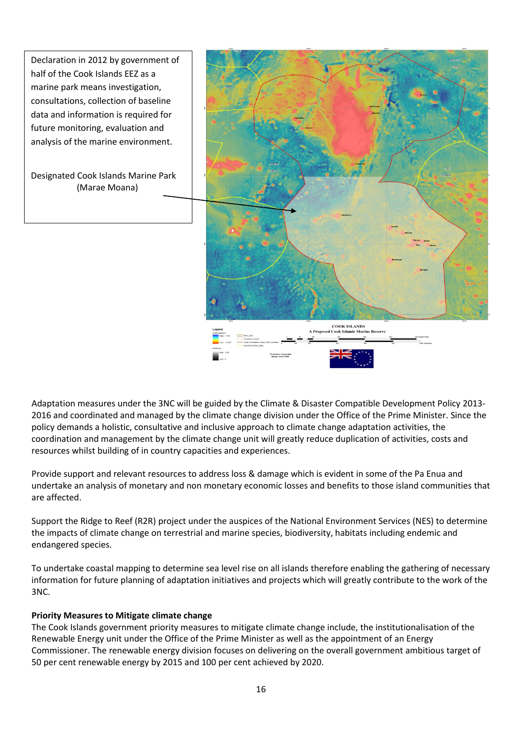Declaration in 2012 by government of half of the Cook Islands EEZ as a marine park means investigation, consultations, collection of baseline data and information is required for future monitoring, evaluation and analysis of the marine environment.

Designated Cook Islands Marine Park (Marae Moana)

Adaptation measures under the 3NC will be guided by the Climate & Disaster Compatible Development Policy 2013-2016 and coordinated and managed by the climate change division under the Office of the Prime Minister. Since the policy demands a holistic, consultative and inclusive approach to climate change adaptation activities, the coordination and management by the climate change unit will greatly reduce duplication of activities, costs and resources whilst building of in country capacities and experiences.

Provide support and relevant resources to address loss & damage which is evident in some of the Pa Enua and undertake an analysis of monetary and non monetary economic losses and benefits to those island communities that are affected.

Support the Ridge to Reef (R2R) project under the auspices of the National Environment Services (NES) to determine the impacts of climate change on terrestrial and marine species, biodiversity, habitats including endemic and endangered species.

To undertake coastal mapping to determine sea level rise on all islands therefore enabling the gathering of necessary information for future planning of adaptation initiatives and projects which will greatly contribute to the work of the 3NC.

**Priority Measures to Mitigate climate change**

The Cook Islands government priority measures to mitigate climate change include, the institutionalisation of the Renewable Energy unit under the Office of the Prime Minister as well as the appointment of an Energy Commissioner. The renewable energy division focuses on delivering on the overall government ambitious target of 50 per cent renewable energy by 2015 and 100 per cent achieved by 2020.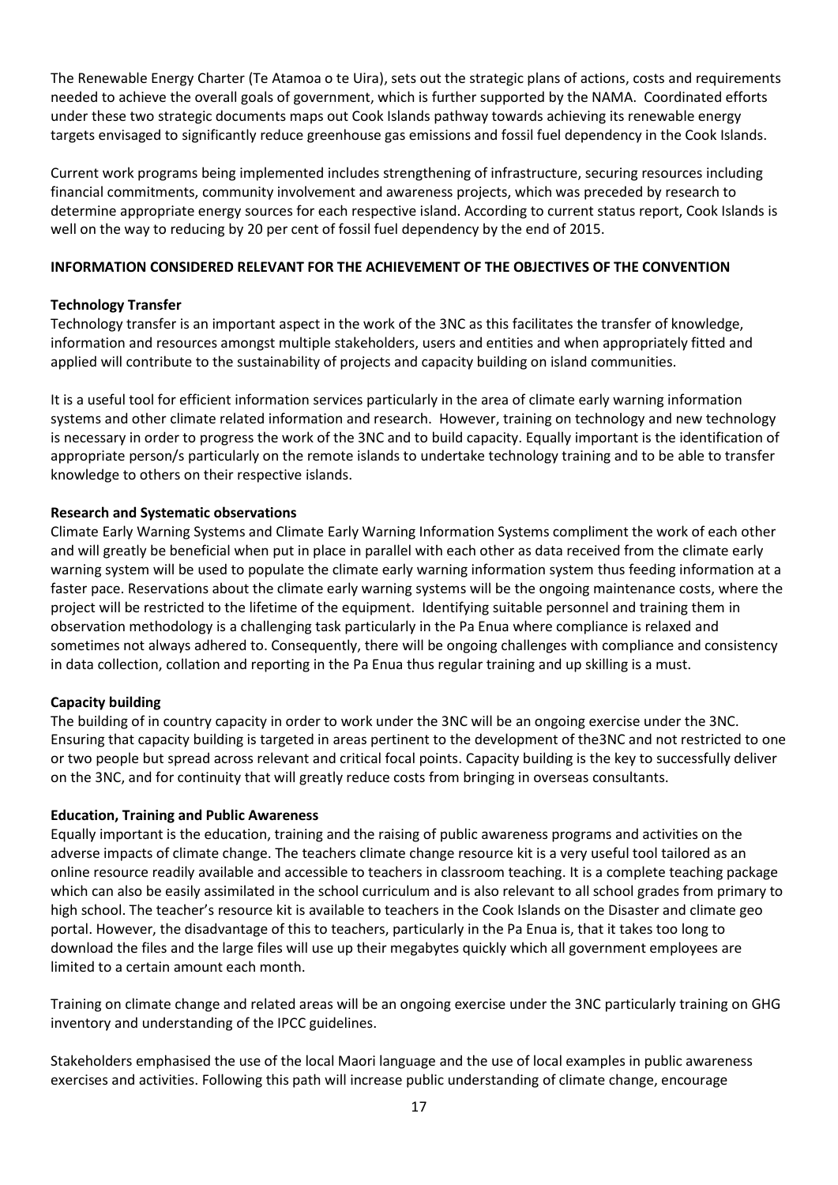The Renewable Energy Charter (Te Atamoa o te Uira), sets out the strategic plans of actions, costs and requirements needed to achieve the overall goals of government, which is further supported by the NAMA. Coordinated efforts under these two strategic documents maps out Cook Islands pathway towards achieving its renewable energy targets envisaged to significantly reduce greenhouse gas emissions and fossil fuel dependency in the Cook Islands.

Current work programs being implemented includes strengthening of infrastructure, securing resources including financial commitments, community involvement and awareness projects, which was preceded by research to determine appropriate energy sources for each respective island. According to current status report, Cook Islands is well on the way to reducing by 20 per cent of fossil fuel dependency by the end of 2015.

**INFORMATION CONSIDERED RELEVANT FOR THE ACHIEVEMENT OF THE OBJECTIVES OF THE CONVENTION**

**Technology Transfer**

Technology transfer is an important aspect in the work of the 3NC as this facilitates the transfer of knowledge, information and resources amongst multiple stakeholders, users and entities and when appropriately fitted and applied will contribute to the sustainability of projects and capacity building on island communities.

It is a useful tool for efficient information services particularly in the area of climate early warning information systems and other climate related information and research. However, training on technology and new technology is necessary in order to progress the work of the 3NC and to build capacity. Equally important is the identification of appropriate person/s particularly on the remote islands to undertake technology training and to be able to transfer knowledge to others on their respective islands.

**Research and Systematic observations**

Climate Early Warning Systems and Climate Early Warning Information Systems compliment the work of each other and will greatly be beneficial when put in place in parallel with each other as data received from the climate early warning system will be used to populate the climate early warning information system thus feeding information at a faster pace. Reservations about the climate early warning systems will be the ongoing maintenance costs, where the project will be restricted to the lifetime of the equipment. Identifying suitable personnel and training them in observation methodology is a challenging task particularly in the Pa Enua where compliance is relaxed and sometimes not always adhered to. Consequently, there will be ongoing challenges with compliance and consistency in data collection, collation and reporting in the Pa Enua thus regular training and up skilling is a must.

**Capacity building**

The building of in country capacity in order to work under the 3NC will be an ongoing exercise under the 3NC. Ensuring that capacity building is targeted in areas pertinent to the development of the3NC and not restricted to one or two people but spread across relevant and critical focal points. Capacity building is the key to successfully deliver on the 3NC, and for continuity that will greatly reduce costs from bringing in overseas consultants.

**Education, Training and Public Awareness**

Equally important is the education, training and the raising of public awareness programs and activities on the adverse impacts of climate change. The teachers climate change resource kit is a very useful tool tailored as an online resource readily available and accessible to teachers in classroom teaching. It is a complete teaching package which can also be easily assimilated in the school curriculum and is also relevant to all school grades from primary to high school. The teacher's resource kit is available to teachers in the Cook Islands on the Disaster and climate geo portal. However, the disadvantage of this to teachers, particularly in the Pa Enua is, that it takes too long to download the files and the large files will use up their megabytes quickly which all government employees are limited to a certain amount each month.

Training on climate change and related areas will be an ongoing exercise under the 3NC particularly training on GHG inventory and understanding of the IPCC guidelines.

Stakeholders emphasised the use of the local Maori language and the use of local examples in public awareness exercises and activities. Following this path will increase public understanding of climate change, encourage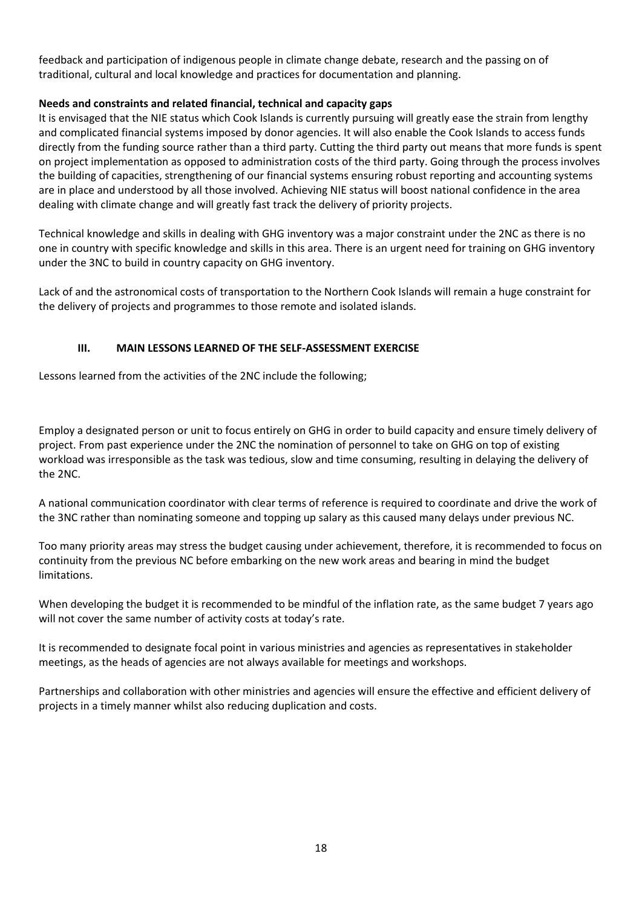feedback and participation of indigenous people in climate change debate, research and the passing on of traditional, cultural and local knowledge and practices for documentation and planning.

**Needs and constraints and related financial, technical and capacity gaps**

It is envisaged that the NIE status which Cook Islands is currently pursuing will greatly ease the strain from lengthy and complicated financial systems imposed by donor agencies. It will also enable the Cook Islands to access funds directly from the funding source rather than a third party. Cutting the third party out means that more funds is spent on project implementation as opposed to administration costs of the third party. Going through the process involves the building of capacities, strengthening of our financial systems ensuring robust reporting and accounting systems are in place and understood by all those involved. Achieving NIE status will boost national confidence in the area dealing with climate change and will greatly fast track the delivery of priority projects.

Technical knowledge and skills in dealing with GHG inventory was a major constraint under the 2NC as there is no one in country with specific knowledge and skills in this area. There is an urgent need for training on GHG inventory under the 3NC to build in country capacity on GHG inventory.

Lack of and the astronomical costs of transportation to the Northern Cook Islands will remain a huge constraint for the delivery of projects and programmes to those remote and isolated islands.

## III. MAIN LESSONS LEARNED OF THE SELF-ASSESSMENT EXERCISE

Lessons learned from the activities of the 2NC include the following;

Employ a designated person or unit to focus entirely on GHG in order to build capacity and ensure timely delivery of project. From past experience under the 2NC the nomination of personnel to take on GHG on top of existing workload was irresponsible as the task was tedious, slow and time consuming, resulting in delaying the delivery of the 2NC.

A national communication coordinator with clear terms of reference is required to coordinate and drive the work of the 3NC rather than nominating someone and topping up salary as this caused many delays under previous NC.

Too many priority areas may stress the budget causing under achievement, therefore, it is recommended to focus on continuity from the previous NC before embarking on the new work areas and bearing in mind the budget limitations.

When developing the budget it is recommended to be mindful of the inflation rate, as the same budget 7 years ago will not cover the same number of activity costs at today's rate.

It is recommended to designate focal point in various ministries and agencies as representatives in stakeholder meetings, as the heads of agencies are not always available for meetings and workshops.

Partnerships and collaboration with other ministries and agencies will ensure the effective and efficient delivery of projects in a timely manner whilst also reducing duplication and costs.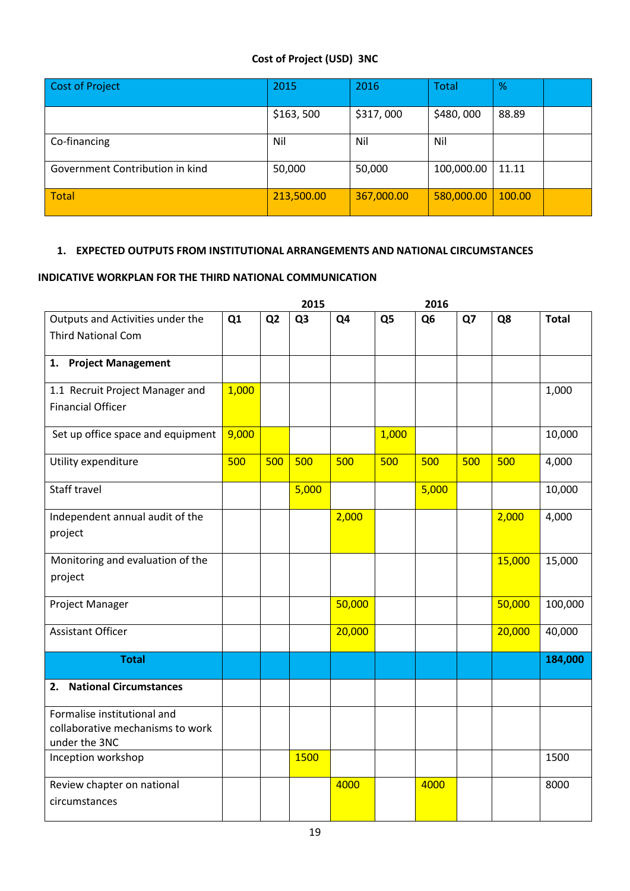**Cost of Project (USD) 3NC**

| Cost of Project | 2015 | 2016 | Total | % | |
|---|---|---|---|---|---|
| | $163, 500 | $317, 000 | $480, 000 | 88.89 | |
| Co-financing | Nil | Nil | Nil | | |
| Government Contribution in kind | 50,000 | 50,000 | 100,000.00 | 11.11 | |
| Total | 213,500.00 | 367,000.00 | 580,000.00 | 100.00 | |

**1. EXPECTED OUTPUTS FROM INSTITUTIONAL ARRANGEMENTS AND NATIONAL CIRCUMSTANCES**

**INDICATIVE WORKPLAN FOR THE THIRD NATIONAL COMMUNICATION**

| | 2015 | | | | 2016 | | | | |
|---|---|---|---|---|---|---|---|---|---|
| Outputs and Activities under the Third National Com | Q1 | Q2 | Q3 | Q4 | Q5 | Q6 | Q7 | Q8 | Total |
| **1. Project Management** | | | | | | | | | |
| 1.1 Recruit Project Manager and Financial Officer | 1,000 | | | | | | | | 1,000 |
| Set up office space and equipment | 9,000 | | | | 1,000 | | | | 10,000 |
| Utility expenditure | 500 | 500 | 500 | 500 | 500 | 500 | 500 | 500 | 4,000 |
| Staff travel | | | 5,000 | | | 5,000 | | | 10,000 |
| Independent annual audit of the project | | | | 2,000 | | | | 2,000 | 4,000 |
| Monitoring and evaluation of the project | | | | | | | | 15,000 | 15,000 |
| Project Manager | | | | 50,000 | | | | 50,000 | 100,000 |
| Assistant Officer | | | | 20,000 | | | | 20,000 | 40,000 |
| **Total** | | | | | | | | | **184,000** |
| **2. National Circumstances** | | | | | | | | | |
| Formalise institutional and collaborative mechanisms to work under the 3NC | | | | | | | | | |
| Inception workshop | | | 1500 | | | | | | 1500 |
| Review chapter on national circumstances | | | | 4000 | | 4000 | | | 8000 |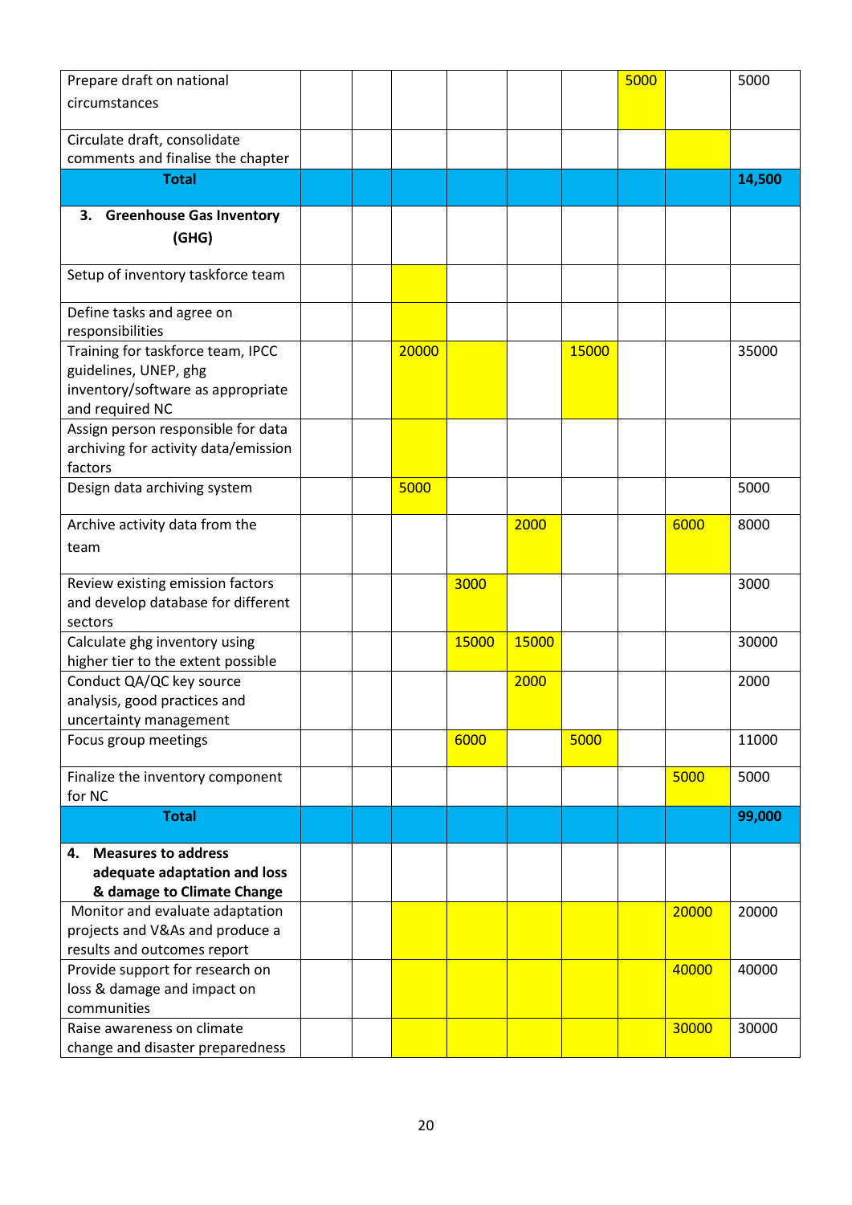| | | | | | | | | | |
|---|---|---|---|---|---|---|---|---|---|
| Prepare draft on national circumstances | | | | | | | 5000 | | 5000 |
| Circulate draft, consolidate comments and finalise the chapter | | | | | | | | | |
| **Total** | | | | | | | | | **14,500** |
| **3. Greenhouse Gas Inventory (GHG)** | | | | | | | | | |
| Setup of inventory taskforce team | | | | | | | | | |
| Define tasks and agree on responsibilities | | | | | | | | | |
| Training for taskforce team, IPCC guidelines, UNEP, ghg inventory/software as appropriate and required NC | | | 20000 | | | 15000 | | | 35000 |
| Assign person responsible for data archiving for activity data/emission factors | | | | | | | | | |
| Design data archiving system | | | 5000 | | | | | | 5000 |
| Archive activity data from the team | | | | | 2000 | | | 6000 | 8000 |
| Review existing emission factors and develop database for different sectors | | | | 3000 | | | | | 3000 |
| Calculate ghg inventory using higher tier to the extent possible | | | | 15000 | 15000 | | | | 30000 |
| Conduct QA/QC key source analysis, good practices and uncertainty management | | | | | 2000 | | | | 2000 |
| Focus group meetings | | | | 6000 | | 5000 | | | 11000 |
| Finalize the inventory component for NC | | | | | | | | 5000 | 5000 |
| **Total** | | | | | | | | | **99,000** |
| **4. Measures to address adequate adaptation and loss & damage to Climate Change** | | | | | | | | | |
| Monitor and evaluate adaptation projects and V&As and produce a results and outcomes report | | | | | | | | 20000 | 20000 |
| Provide support for research on loss & damage and impact on communities | | | | | | | | 40000 | 40000 |
| Raise awareness on climate change and disaster preparedness | | | | | | | | 30000 | 30000 |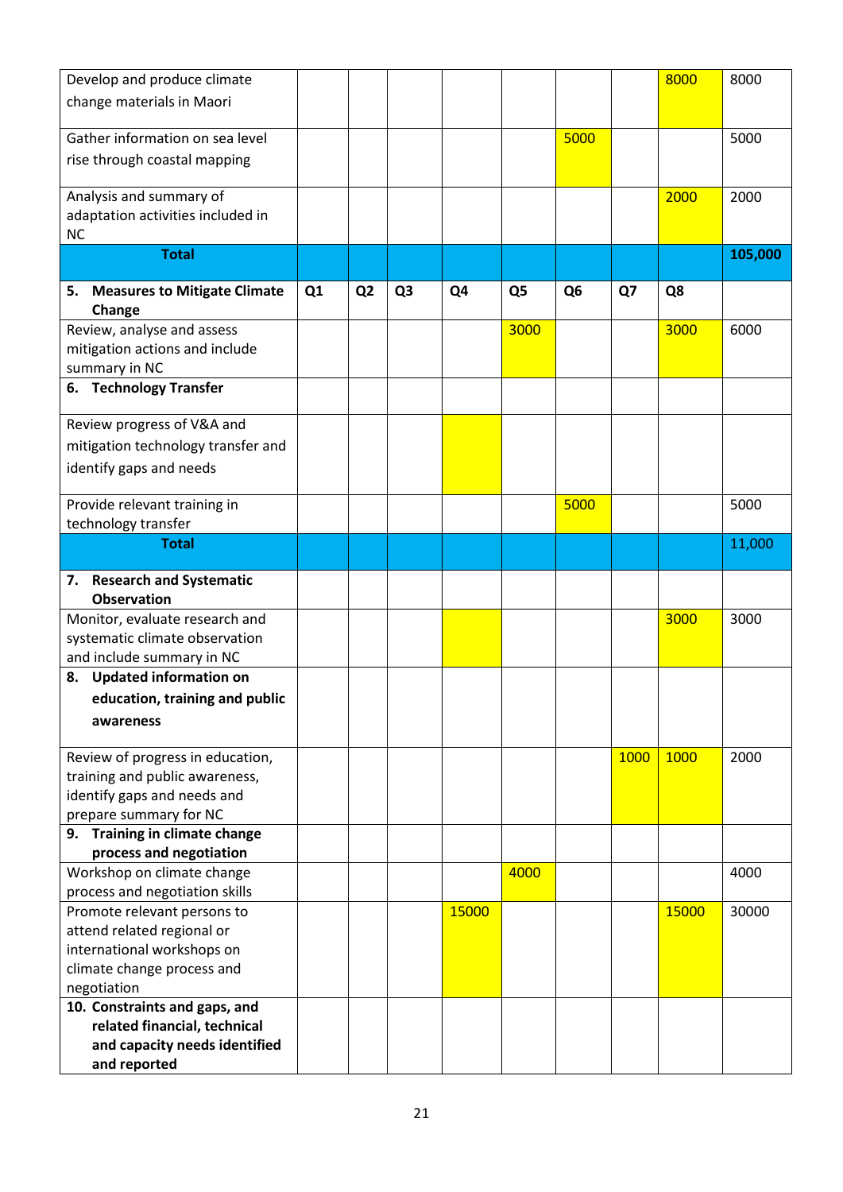| | | | | | | | | | |
|---|---|---|---|---|---|---|---|---|---|
| Develop and produce climate change materials in Maori | | | | | | | | 8000 | 8000 |
| Gather information on sea level rise through coastal mapping | | | | | | 5000 | | | 5000 |
| Analysis and summary of adaptation activities included in NC | | | | | | | | 2000 | 2000 |
| **Total** | | | | | | | | | **105,000** |
| **5. Measures to Mitigate Climate Change** | **Q1** | **Q2** | **Q3** | **Q4** | **Q5** | **Q6** | **Q7** | **Q8** | |
| Review, analyse and assess mitigation actions and include summary in NC | | | | | 3000 | | | 3000 | 6000 |
| **6. Technology Transfer** | | | | | | | | | |
| Review progress of V&A and mitigation technology transfer and identify gaps and needs | | | | | | | | | |
| Provide relevant training in technology transfer | | | | | | 5000 | | | 5000 |
| **Total** | | | | | | | | | 11,000 |
| **7. Research and Systematic Observation** | | | | | | | | | |
| Monitor, evaluate research and systematic climate observation and include summary in NC | | | | | | | | 3000 | 3000 |
| **8. Updated information on education, training and public awareness** | | | | | | | | | |
| Review of progress in education, training and public awareness, identify gaps and needs and prepare summary for NC | | | | | | | 1000 | 1000 | 2000 |
| **9. Training in climate change process and negotiation** | | | | | | | | | |
| Workshop on climate change process and negotiation skills | | | | | 4000 | | | | 4000 |
| Promote relevant persons to attend related regional or international workshops on climate change process and negotiation | | | | 15000 | | | | 15000 | 30000 |
| **10. Constraints and gaps, and related financial, technical and capacity needs identified and reported** | | | | | | | | | |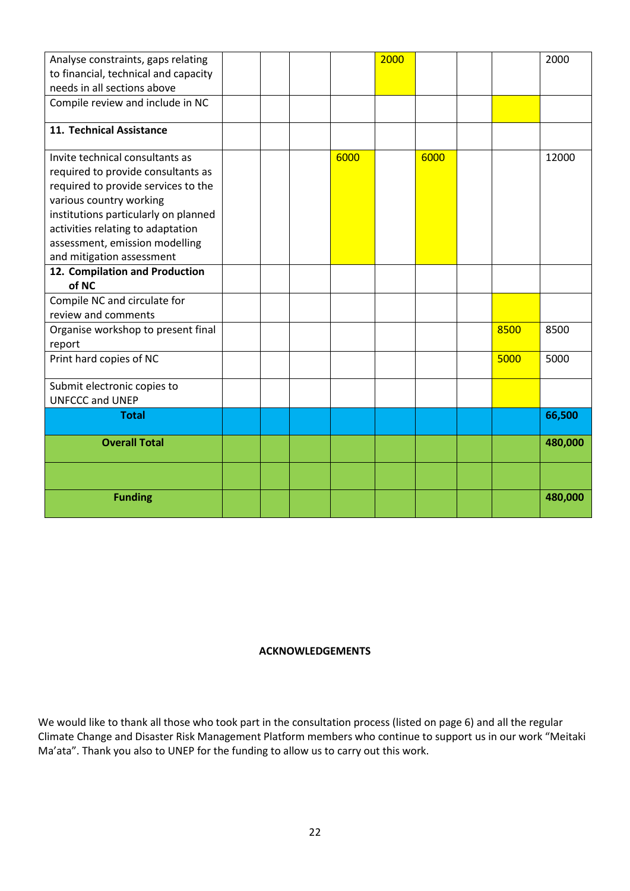| | | | | | | | | | |
|---|---|---|---|---|---|---|---|---|---|
| Analyse constraints, gaps relating to financial, technical and capacity needs in all sections above | | | | | 2000 | | | | 2000 |
| Compile review and include in NC | | | | | | | | | |
| **11. Technical Assistance** | | | | | | | | | |
| Invite technical consultants as required to provide consultants as required to provide services to the various country working institutions particularly on planned activities relating to adaptation assessment, emission modelling and mitigation assessment | | | | 6000 | | 6000 | | | 12000 |
| **12. Compilation and Production of NC** | | | | | | | | | |
| Compile NC and circulate for review and comments | | | | | | | | | |
| Organise workshop to present final report | | | | | | | | 8500 | 8500 |
| Print hard copies of NC | | | | | | | | 5000 | 5000 |
| Submit electronic copies to UNFCCC and UNEP | | | | | | | | | |
| **Total** | | | | | | | | | **66,500** |
| **Overall Total** | | | | | | | | | **480,000** |
| | | | | | | | | | |
| **Funding** | | | | | | | | | **480,000** |

**ACKNOWLEDGEMENTS**

We would like to thank all those who took part in the consultation process (listed on page 6) and all the regular Climate Change and Disaster Risk Management Platform members who continue to support us in our work "Meitaki Ma'ata". Thank you also to UNEP for the funding to allow us to carry out this work.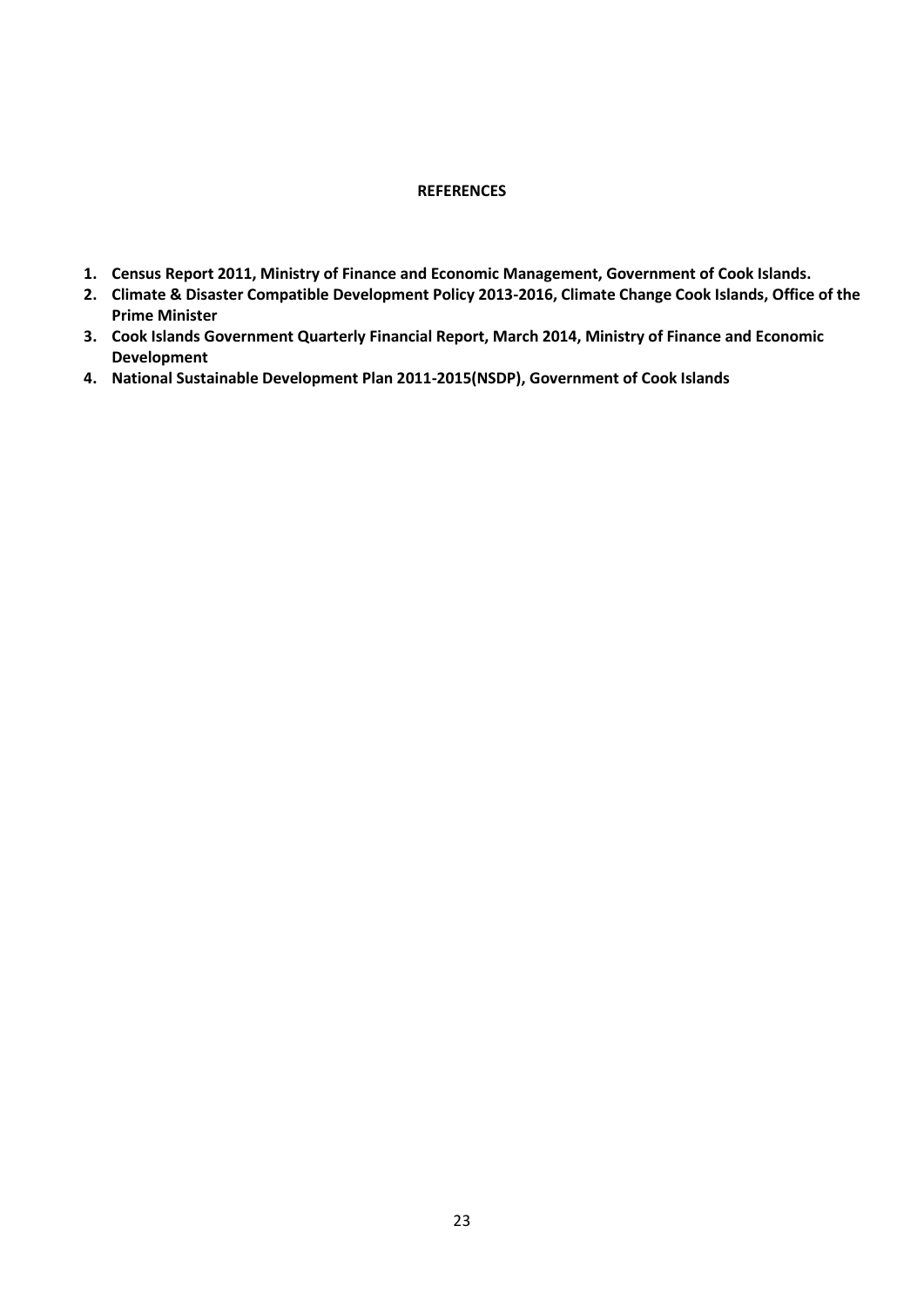## REFERENCES

1. **Census Report 2011, Ministry of Finance and Economic Management, Government of Cook Islands.**
2. **Climate & Disaster Compatible Development Policy 2013-2016, Climate Change Cook Islands, Office of the Prime Minister**
3. **Cook Islands Government Quarterly Financial Report, March 2014, Ministry of Finance and Economic Development**
4. **National Sustainable Development Plan 2011-2015(NSDP), Government of Cook Islands**